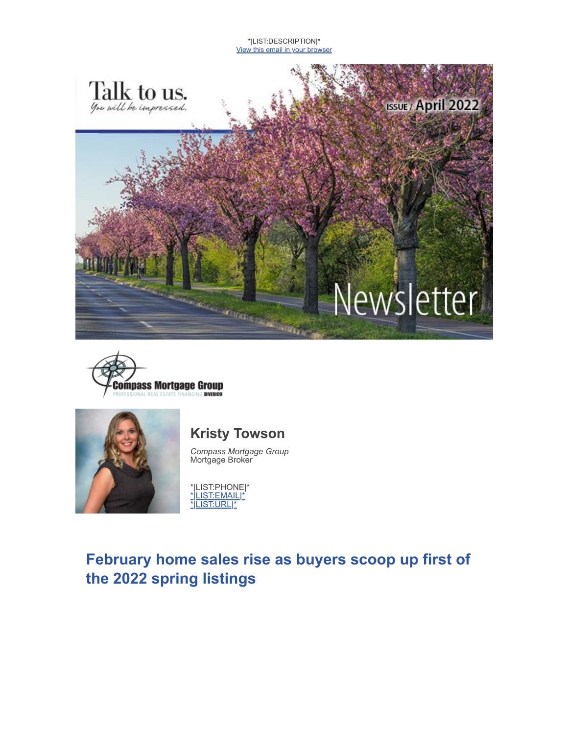*|LIST:DESCRIPTION|*
[View this email in your browser]

Talk to us.
*You will be impressed.*

ISSUE / April 2022

Newsletter

Compass Mortgage Group
PROFESSIONAL REAL ESTATE FINANCING VERICO

## Kristy Towson

*Compass Mortgage Group*
Mortgage Broker

*|LIST:PHONE|*
*|LIST:EMAIL|*
*|LIST:URL|*

## February home sales rise as buyers scoop up first of the 2022 spring listings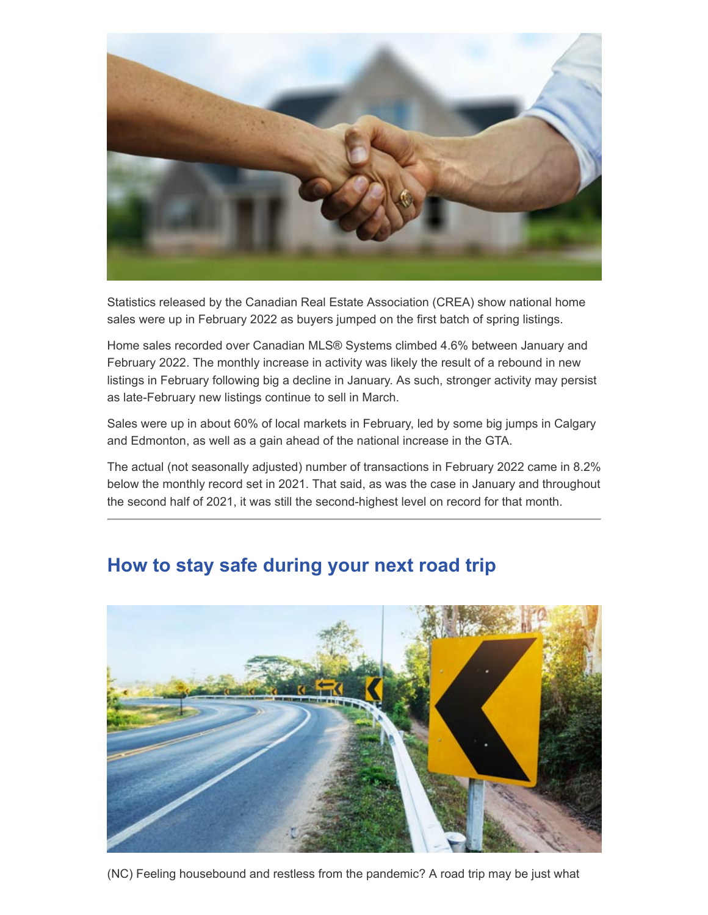Statistics released by the Canadian Real Estate Association (CREA) show national home sales were up in February 2022 as buyers jumped on the first batch of spring listings.

Home sales recorded over Canadian MLS® Systems climbed 4.6% between January and February 2022. The monthly increase in activity was likely the result of a rebound in new listings in February following big a decline in January. As such, stronger activity may persist as late-February new listings continue to sell in March.

Sales were up in about 60% of local markets in February, led by some big jumps in Calgary and Edmonton, as well as a gain ahead of the national increase in the GTA.

The actual (not seasonally adjusted) number of transactions in February 2022 came in 8.2% below the monthly record set in 2021. That said, as was the case in January and throughout the second half of 2021, it was still the second-highest level on record for that month.

---

## How to stay safe during your next road trip

(NC) Feeling housebound and restless from the pandemic? A road trip may be just what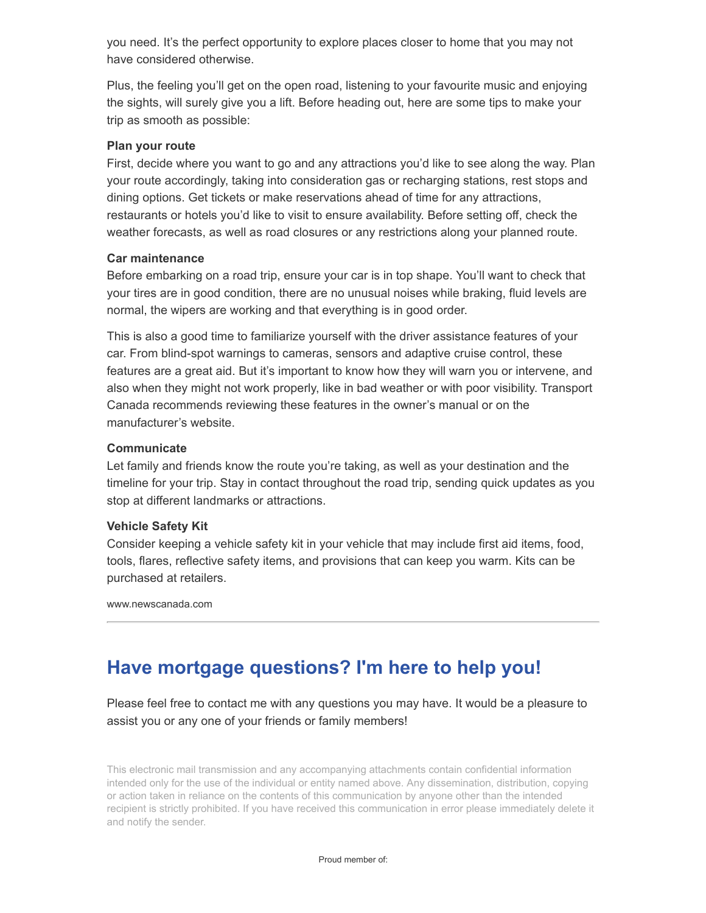you need. It's the perfect opportunity to explore places closer to home that you may not have considered otherwise.

Plus, the feeling you'll get on the open road, listening to your favourite music and enjoying the sights, will surely give you a lift. Before heading out, here are some tips to make your trip as smooth as possible:

**Plan your route**
First, decide where you want to go and any attractions you'd like to see along the way. Plan your route accordingly, taking into consideration gas or recharging stations, rest stops and dining options. Get tickets or make reservations ahead of time for any attractions, restaurants or hotels you'd like to visit to ensure availability. Before setting off, check the weather forecasts, as well as road closures or any restrictions along your planned route.

**Car maintenance**
Before embarking on a road trip, ensure your car is in top shape. You'll want to check that your tires are in good condition, there are no unusual noises while braking, fluid levels are normal, the wipers are working and that everything is in good order.

This is also a good time to familiarize yourself with the driver assistance features of your car. From blind-spot warnings to cameras, sensors and adaptive cruise control, these features are a great aid. But it's important to know how they will warn you or intervene, and also when they might not work properly, like in bad weather or with poor visibility. Transport Canada recommends reviewing these features in the owner's manual or on the manufacturer's website.

**Communicate**
Let family and friends know the route you're taking, as well as your destination and the timeline for your trip. Stay in contact throughout the road trip, sending quick updates as you stop at different landmarks or attractions.

**Vehicle Safety Kit**
Consider keeping a vehicle safety kit in your vehicle that may include first aid items, food, tools, flares, reflective safety items, and provisions that can keep you warm. Kits can be purchased at retailers.

www.newscanada.com

---

## Have mortgage questions? I'm here to help you!

Please feel free to contact me with any questions you may have. It would be a pleasure to assist you or any one of your friends or family members!

This electronic mail transmission and any accompanying attachments contain confidential information intended only for the use of the individual or entity named above. Any dissemination, distribution, copying or action taken in reliance on the contents of this communication by anyone other than the intended recipient is strictly prohibited. If you have received this communication in error please immediately delete it and notify the sender.

Proud member of: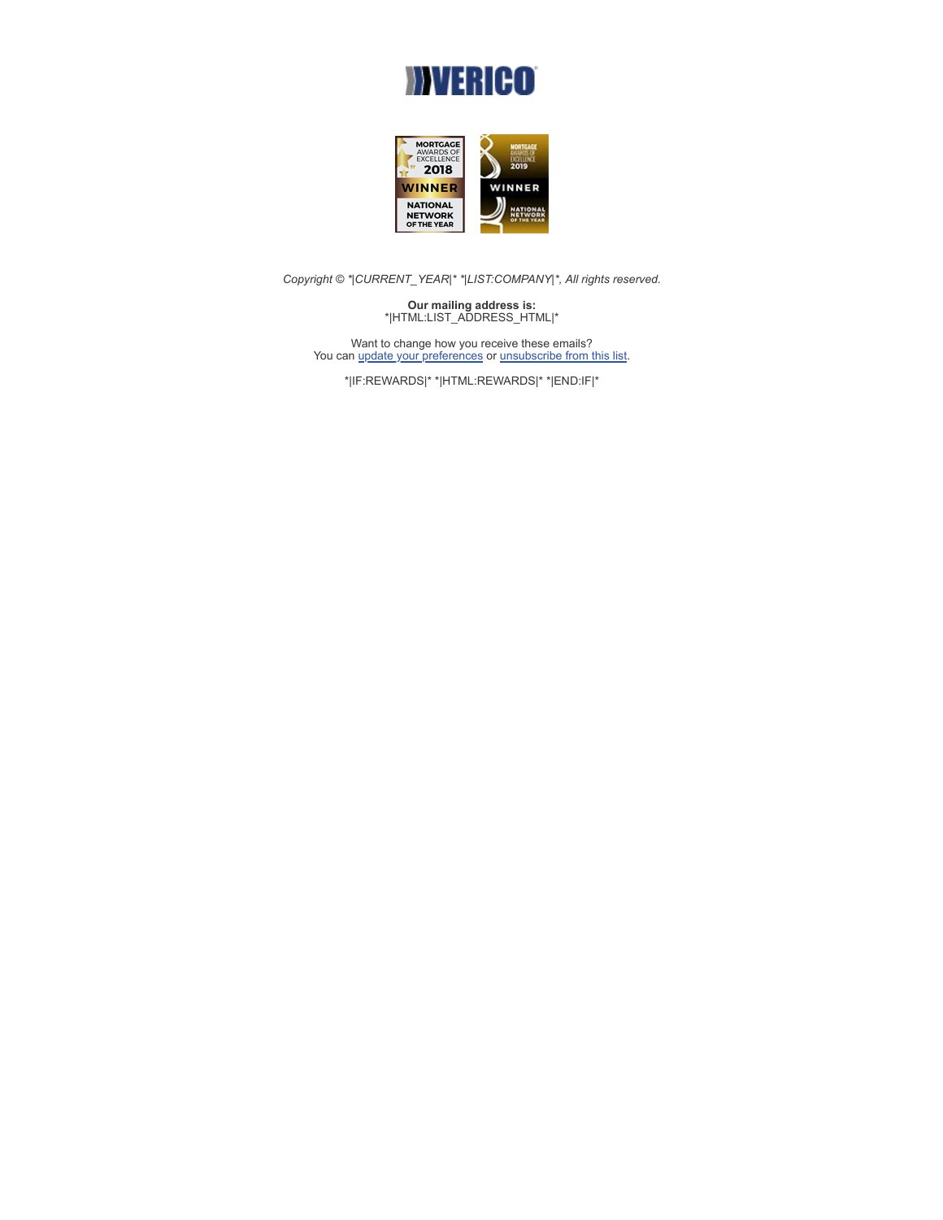*Copyright © *|CURRENT_YEAR|* *|LIST:COMPANY|*, All rights reserved.*

**Our mailing address is:**
*|HTML:LIST_ADDRESS_HTML|*

Want to change how you receive these emails?
You can update your preferences or unsubscribe from this list.

*|IF:REWARDS|* *|HTML:REWARDS|* *|END:IF|*